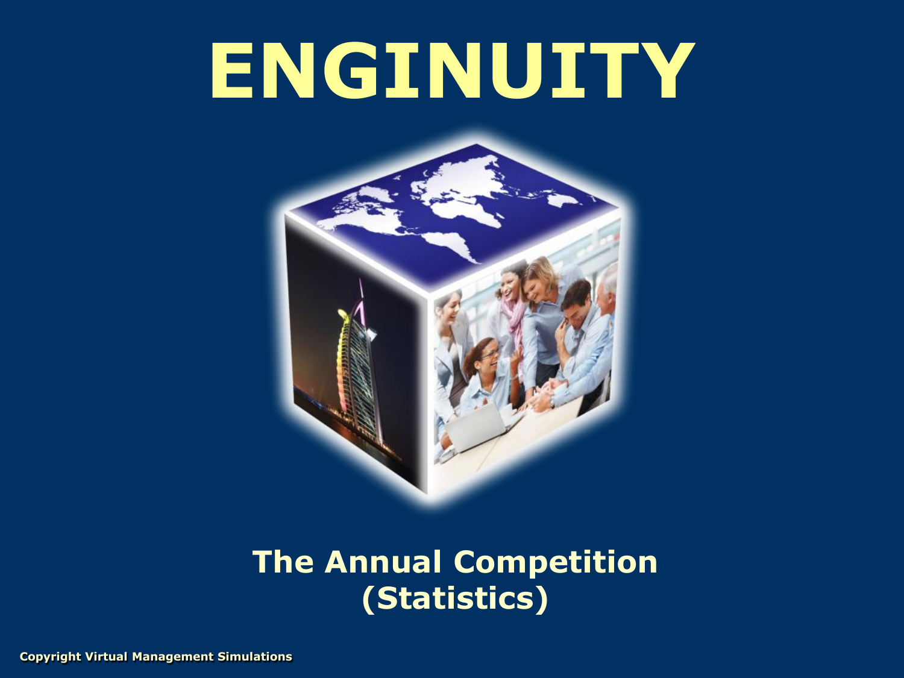# ENGINUITY

## The Annual Competition (Statistics)

Copyright Virtual Management Simulations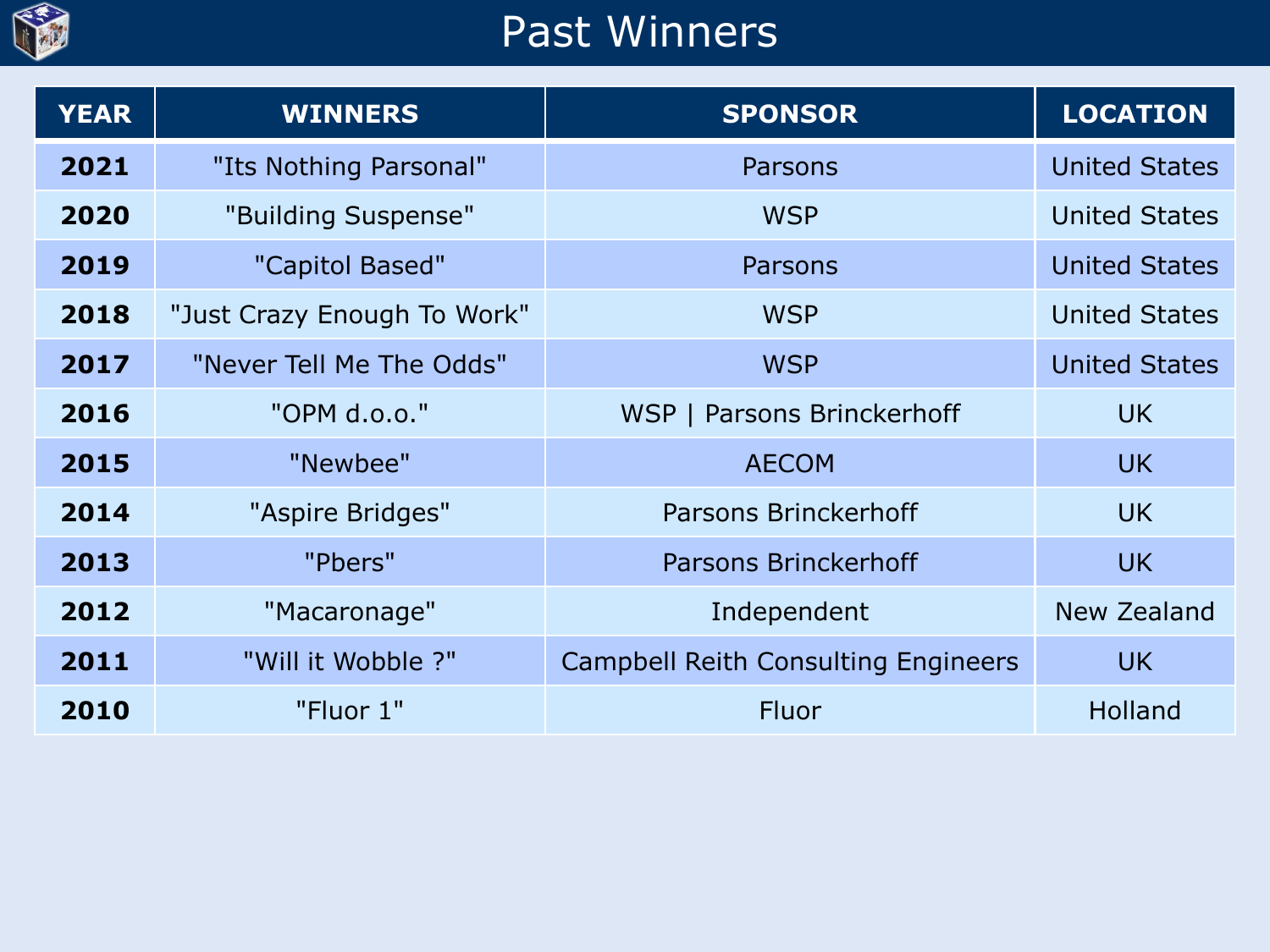# Past Winners

| YEAR | WINNERS | SPONSOR | LOCATION |
|---|---|---|---|
| 2021 | "Its Nothing Parsonal" | Parsons | United States |
| 2020 | "Building Suspense" | WSP | United States |
| 2019 | "Capitol Based" | Parsons | United States |
| 2018 | "Just Crazy Enough To Work" | WSP | United States |
| 2017 | "Never Tell Me The Odds" | WSP | United States |
| 2016 | "OPM d.o.o." | WSP \| Parsons Brinckerhoff | UK |
| 2015 | "Newbee" | AECOM | UK |
| 2014 | "Aspire Bridges" | Parsons Brinckerhoff | UK |
| 2013 | "Pbers" | Parsons Brinckerhoff | UK |
| 2012 | "Macaronage" | Independent | New Zealand |
| 2011 | "Will it Wobble ?" | Campbell Reith Consulting Engineers | UK |
| 2010 | "Fluor 1" | Fluor | Holland |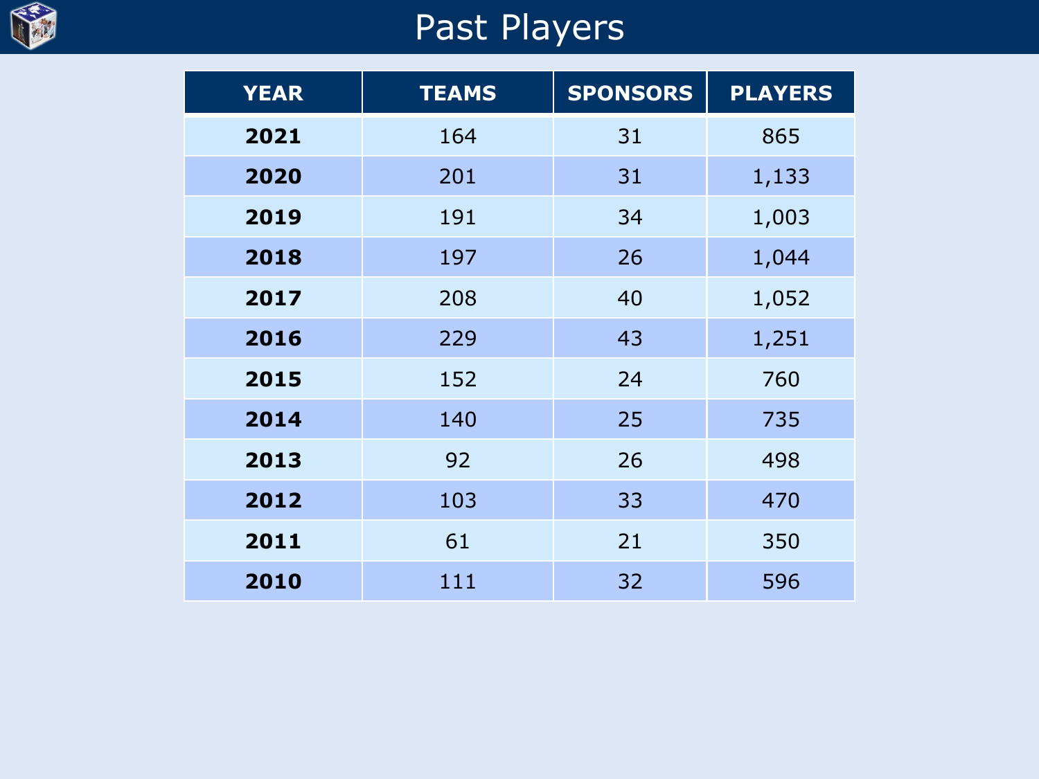# Past Players

| YEAR | TEAMS | SPONSORS | PLAYERS |
|---|---|---|---|
| **2021** | 164 | 31 | 865 |
| **2020** | 201 | 31 | 1,133 |
| **2019** | 191 | 34 | 1,003 |
| **2018** | 197 | 26 | 1,044 |
| **2017** | 208 | 40 | 1,052 |
| **2016** | 229 | 43 | 1,251 |
| **2015** | 152 | 24 | 760 |
| **2014** | 140 | 25 | 735 |
| **2013** | 92 | 26 | 498 |
| **2012** | 103 | 33 | 470 |
| **2011** | 61 | 21 | 350 |
| **2010** | 111 | 32 | 596 |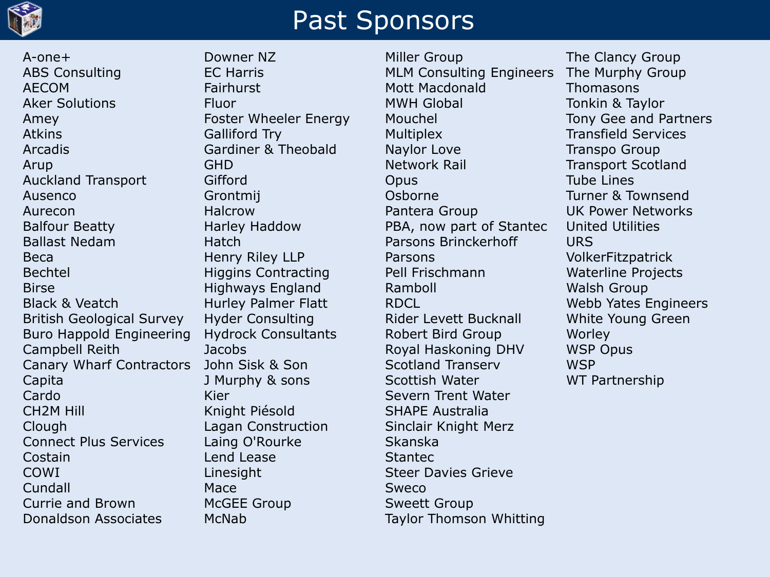# Past Sponsors

- A-one+
- ABS Consulting
- AECOM
- Aker Solutions
- Amey
- Atkins
- Arcadis
- Arup
- Auckland Transport
- Ausenco
- Aurecon
- Balfour Beatty
- Ballast Nedam
- Beca
- Bechtel
- Birse
- Black & Veatch
- British Geological Survey
- Buro Happold Engineering
- Campbell Reith
- Canary Wharf Contractors
- Capita
- Cardo
- CH2M Hill
- Clough
- Connect Plus Services
- Costain
- COWI
- Cundall
- Currie and Brown
- Donaldson Associates
- Downer NZ
- EC Harris
- Fairhurst
- Fluor
- Foster Wheeler Energy
- Galliford Try
- Gardiner & Theobald
- GHD
- Gifford
- Grontmij
- Halcrow
- Harley Haddow
- Hatch
- Henry Riley LLP
- Higgins Contracting
- Highways England
- Hurley Palmer Flatt
- Hyder Consulting
- Hydrock Consultants
- Jacobs
- John Sisk & Son
- J Murphy & sons
- Kier
- Knight Piésold
- Lagan Construction
- Laing O'Rourke
- Lend Lease
- Linesight
- Mace
- McGEE Group
- McNab
- Miller Group
- MLM Consulting Engineers
- Mott Macdonald
- MWH Global
- Mouchel
- Multiplex
- Naylor Love
- Network Rail
- Opus
- Osborne
- Pantera Group
- PBA, now part of Stantec
- Parsons Brinckerhoff
- Parsons
- Pell Frischmann
- Ramboll
- RDCL
- Rider Levett Bucknall
- Robert Bird Group
- Royal Haskoning DHV
- Scotland Transerv
- Scottish Water
- Severn Trent Water
- SHAPE Australia
- Sinclair Knight Merz
- Skanska
- Stantec
- Steer Davies Grieve
- Sweco
- Sweett Group
- Taylor Thomson Whitting
- The Clancy Group
- The Murphy Group
- Thomasons
- Tonkin & Taylor
- Tony Gee and Partners
- Transfield Services
- Transpo Group
- Transport Scotland
- Tube Lines
- Turner & Townsend
- UK Power Networks
- United Utilities
- URS
- VolkerFitzpatrick
- Waterline Projects
- Walsh Group
- Webb Yates Engineers
- White Young Green
- Worley
- WSP Opus
- WSP
- WT Partnership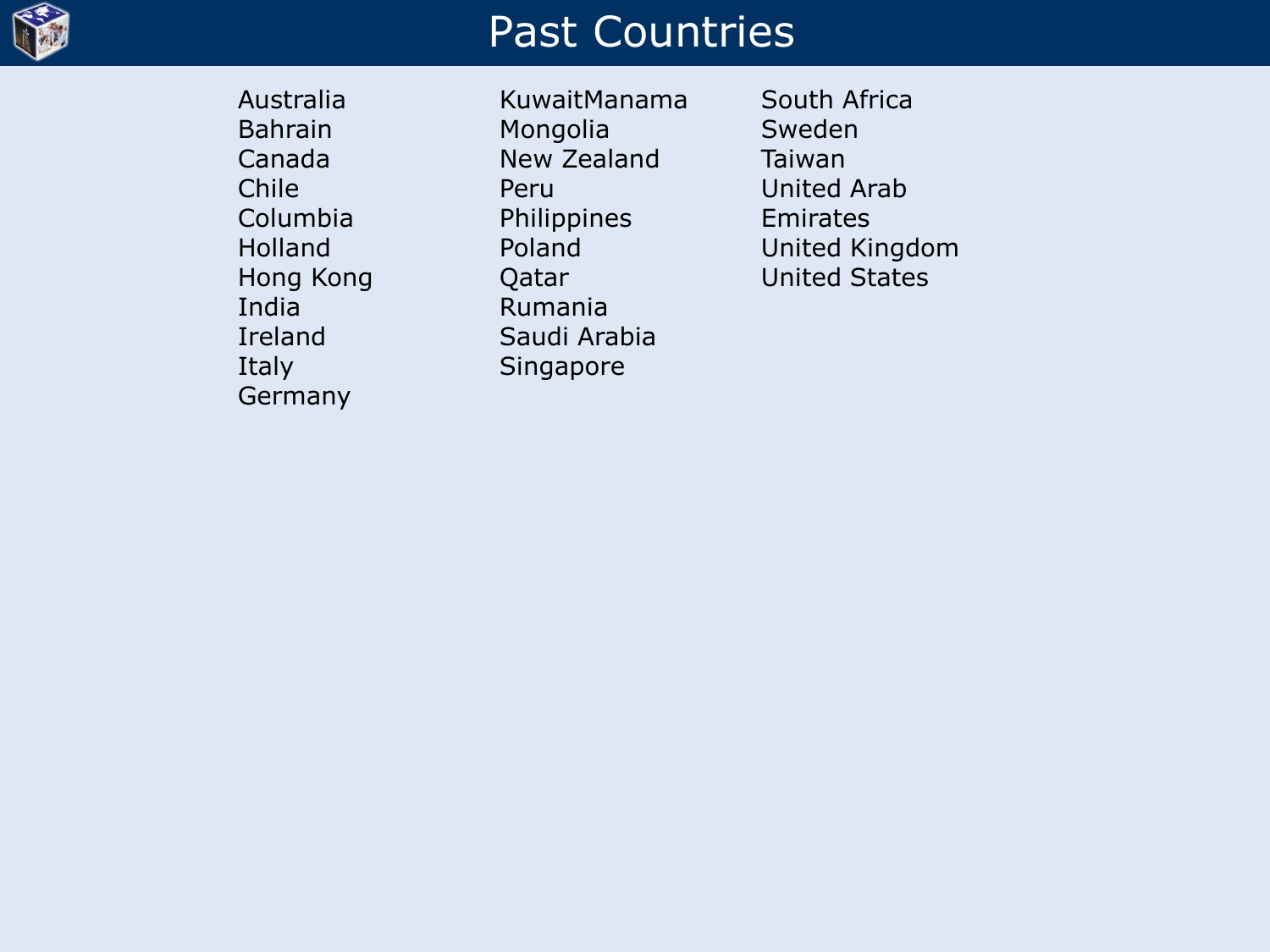# Past Countries

Australia
Bahrain
Canada
Chile
Columbia
Holland
Hong Kong
India
Ireland
Italy
Germany
KuwaitManama
Mongolia
New Zealand
Peru
Philippines
Poland
Qatar
Rumania
Saudi Arabia
Singapore
South Africa
Sweden
Taiwan
United Arab Emirates
United Kingdom
United States